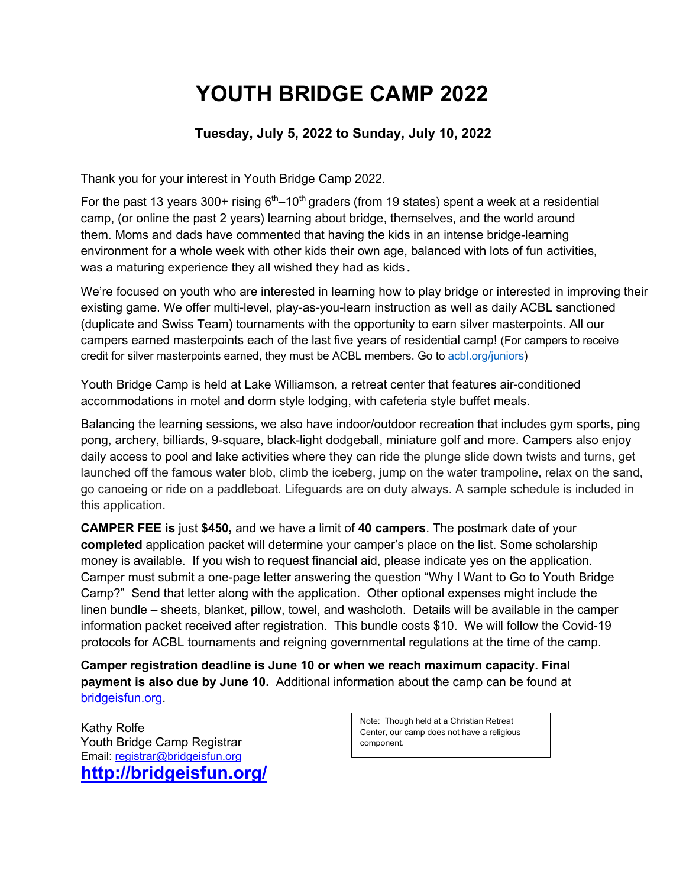# YOUTH BRIDGE CAMP 2022

### Tuesday, July 5, 2022 to Sunday, July 10, 2022

Thank you for your interest in Youth Bridge Camp 2022.

For the past 13 years 300+ rising 6th–10th graders (from 19 states) spent a week at a residential camp, (or online the past 2 years) learning about bridge, themselves, and the world around them. Moms and dads have commented that having the kids in an intense bridge-learning environment for a whole week with other kids their own age, balanced with lots of fun activities, was a maturing experience they all wished they had as kids.

We're focused on youth who are interested in learning how to play bridge or interested in improving their existing game. We offer multi-level, play-as-you-learn instruction as well as daily ACBL sanctioned (duplicate and Swiss Team) tournaments with the opportunity to earn silver masterpoints. All our campers earned masterpoints each of the last five years of residential camp! (For campers to receive credit for silver masterpoints earned, they must be ACBL members. Go to acbl.org/juniors)

Youth Bridge Camp is held at Lake Williamson, a retreat center that features air-conditioned accommodations in motel and dorm style lodging, with cafeteria style buffet meals.

Balancing the learning sessions, we also have indoor/outdoor recreation that includes gym sports, ping pong, archery, billiards, 9-square, black-light dodgeball, miniature golf and more. Campers also enjoy daily access to pool and lake activities where they can ride the plunge slide down twists and turns, get launched off the famous water blob, climb the iceberg, jump on the water trampoline, relax on the sand, go canoeing or ride on a paddleboat. Lifeguards are on duty always. A sample schedule is included in this application.

**CAMPER FEE is** just **$450,** and we have a limit of **40 campers**. The postmark date of your **completed** application packet will determine your camper's place on the list. Some scholarship money is available. If you wish to request financial aid, please indicate yes on the application. Camper must submit a one-page letter answering the question "Why I Want to Go to Youth Bridge Camp?" Send that letter along with the application. Other optional expenses might include the linen bundle – sheets, blanket, pillow, towel, and washcloth. Details will be available in the camper information packet received after registration. This bundle costs $10. We will follow the Covid-19 protocols for ACBL tournaments and reigning governmental regulations at the time of the camp.

**Camper registration deadline is June 10 or when we reach maximum capacity. Final payment is also due by June 10.** Additional information about the camp can be found at bridgeisfun.org.

Kathy Rolfe
Youth Bridge Camp Registrar
Email: registrar@bridgeisfun.org
**http://bridgeisfun.org/**

Note: Though held at a Christian Retreat Center, our camp does not have a religious component.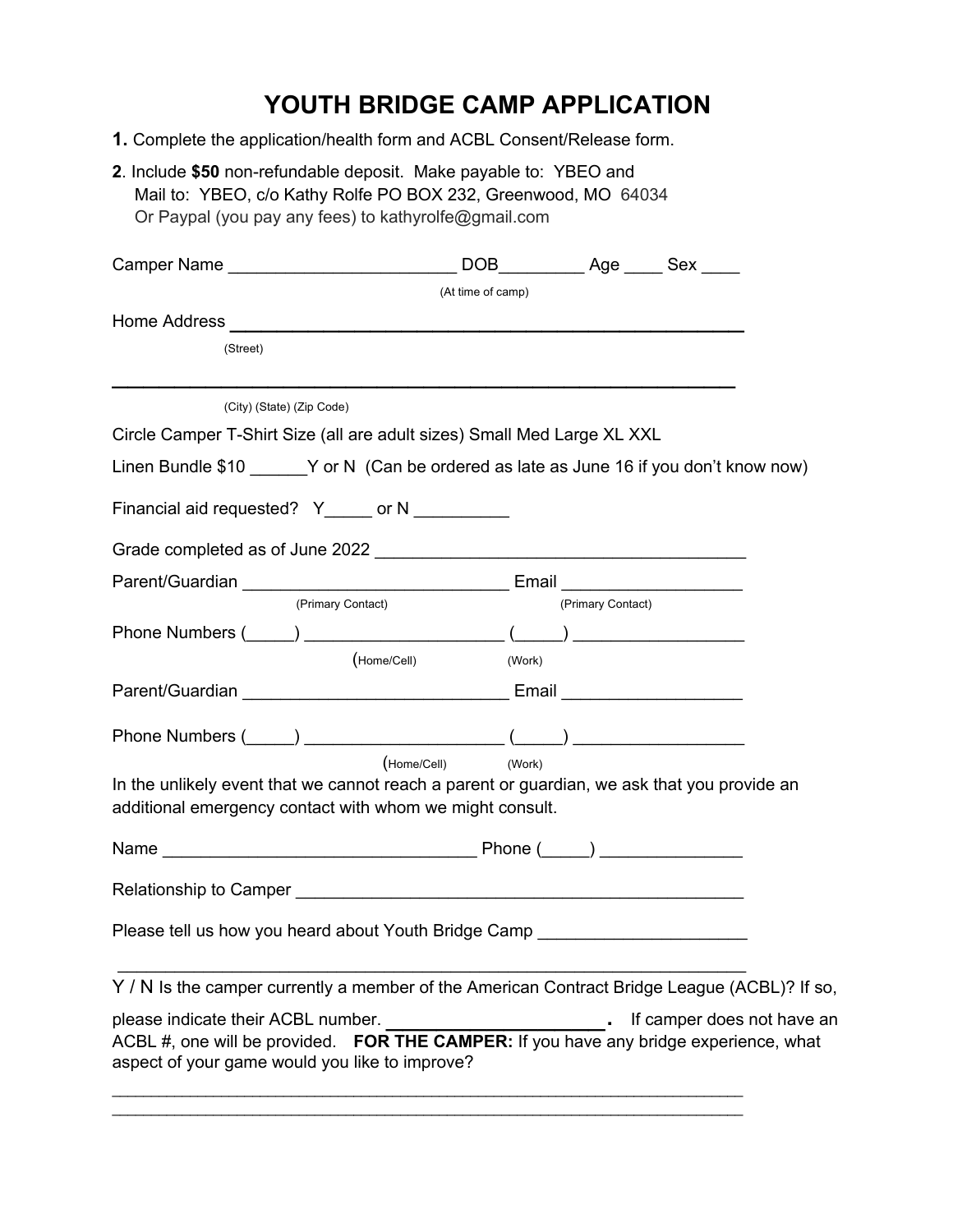# YOUTH BRIDGE CAMP APPLICATION

**1.** Complete the application/health form and ACBL Consent/Release form.

**2**. Include **$50** non-refundable deposit. Make payable to: YBEO and
Mail to: YBEO, c/o Kathy Rolfe PO BOX 232, Greenwood, MO 64034
Or Paypal (you pay any fees) to kathyrolfe@gmail.com

Camper Name ________________________ DOB_________ Age ____ Sex ____
(At time of camp)

Home Address ______________________________________________________
(Street)

________________________________________________________________
(City) (State) (Zip Code)

Circle Camper T-Shirt Size (all are adult sizes) Small Med Large XL XXL

Linen Bundle $10 ______Y or N (Can be ordered as late as June 16 if you don't know now)

Financial aid requested? Y_____ or N __________

Grade completed as of June 2022 ______________________________________

Parent/Guardian ____________________________ Email __________________
(Primary Contact) (Primary Contact)

Phone Numbers (_____) ____________________ (_____) _________________
(Home/Cell) (Work)

Parent/Guardian ____________________________ Email __________________

Phone Numbers (_____) ____________________ (_____) _________________
(Home/Cell) (Work)

In the unlikely event that we cannot reach a parent or guardian, we ask that you provide an additional emergency contact with whom we might consult.

Name _________________________________ Phone (_____) ______________

Relationship to Camper _______________________________________________

Please tell us how you heard about Youth Bridge Camp _____________________

________________________________________________________________

Y / N Is the camper currently a member of the American Contract Bridge League (ACBL)? If so, please indicate their ACBL number. ______________________. If camper does not have an ACBL #, one will be provided. **FOR THE CAMPER:** If you have any bridge experience, what aspect of your game would you like to improve?

________________________________________________________________
________________________________________________________________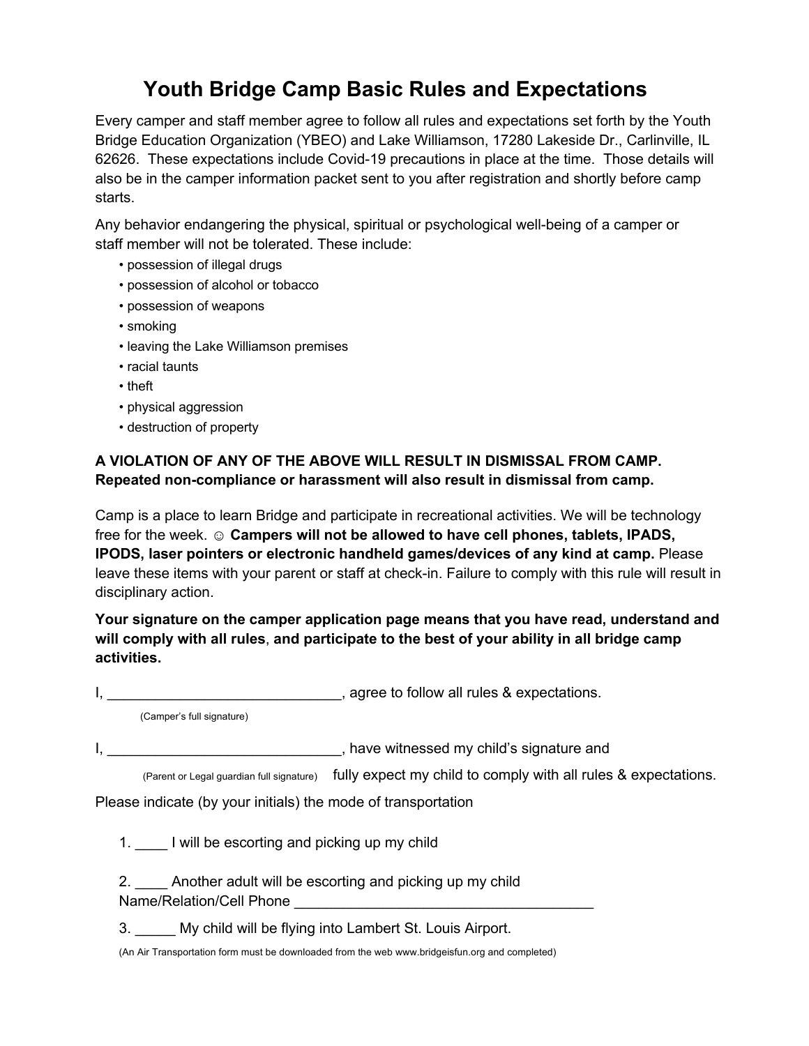# Youth Bridge Camp Basic Rules and Expectations

Every camper and staff member agree to follow all rules and expectations set forth by the Youth Bridge Education Organization (YBEO) and Lake Williamson, 17280 Lakeside Dr., Carlinville, IL 62626. These expectations include Covid-19 precautions in place at the time. Those details will also be in the camper information packet sent to you after registration and shortly before camp starts.

Any behavior endangering the physical, spiritual or psychological well-being of a camper or staff member will not be tolerated. These include:

- possession of illegal drugs
- possession of alcohol or tobacco
- possession of weapons
- smoking
- leaving the Lake Williamson premises
- racial taunts
- theft
- physical aggression
- destruction of property

**A VIOLATION OF ANY OF THE ABOVE WILL RESULT IN DISMISSAL FROM CAMP. Repeated non-compliance or harassment will also result in dismissal from camp.**

Camp is a place to learn Bridge and participate in recreational activities. We will be technology free for the week. ☺ **Campers will not be allowed to have cell phones, tablets, IPADS, IPODS, laser pointers or electronic handheld games/devices of any kind at camp.** Please leave these items with your parent or staff at check-in. Failure to comply with this rule will result in disciplinary action.

**Your signature on the camper application page means that you have read, understand and will comply with all rules, and participate to the best of your ability in all bridge camp activities.**

I, ______________________________, agree to follow all rules & expectations.

(Camper's full signature)

I, ______________________________, have witnessed my child's signature and

(Parent or Legal guardian full signature) fully expect my child to comply with all rules & expectations.

Please indicate (by your initials) the mode of transportation

1. ____ I will be escorting and picking up my child

2. ____ Another adult will be escorting and picking up my child
   Name/Relation/Cell Phone ______________________________________

3. _____ My child will be flying into Lambert St. Louis Airport.

(An Air Transportation form must be downloaded from the web www.bridgeisfun.org and completed)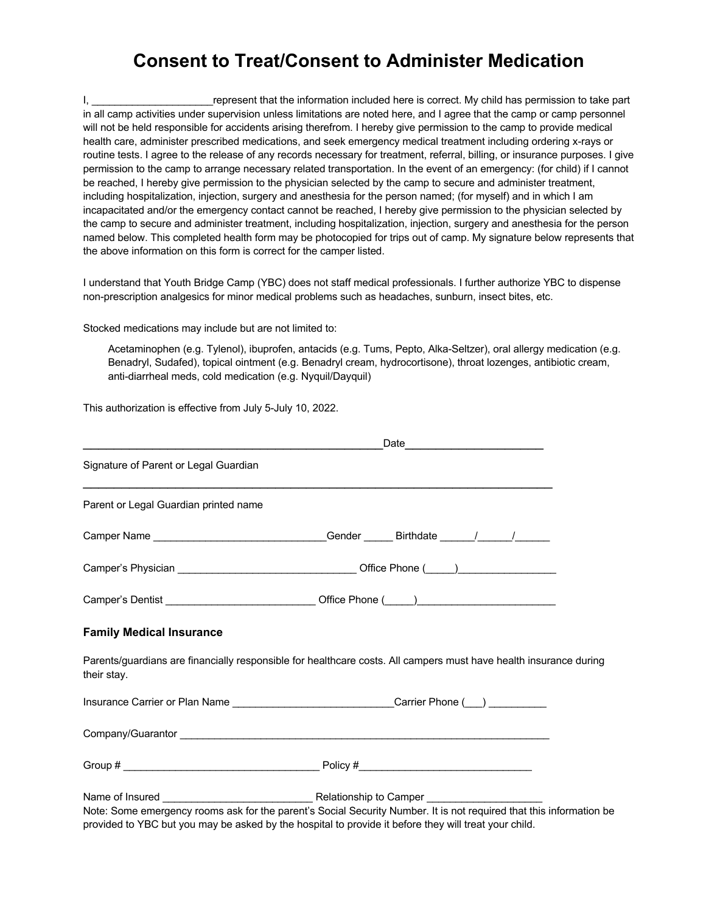# Consent to Treat/Consent to Administer Medication

I, ______________________represent that the information included here is correct. My child has permission to take part in all camp activities under supervision unless limitations are noted here, and I agree that the camp or camp personnel will not be held responsible for accidents arising therefrom. I hereby give permission to the camp to provide medical health care, administer prescribed medications, and seek emergency medical treatment including ordering x-rays or routine tests. I agree to the release of any records necessary for treatment, referral, billing, or insurance purposes. I give permission to the camp to arrange necessary related transportation. In the event of an emergency: (for child) if I cannot be reached, I hereby give permission to the physician selected by the camp to secure and administer treatment, including hospitalization, injection, surgery and anesthesia for the person named; (for myself) and in which I am incapacitated and/or the emergency contact cannot be reached, I hereby give permission to the physician selected by the camp to secure and administer treatment, including hospitalization, injection, surgery and anesthesia for the person named below. This completed health form may be photocopied for trips out of camp. My signature below represents that the above information on this form is correct for the camper listed.

I understand that Youth Bridge Camp (YBC) does not staff medical professionals. I further authorize YBC to dispense non-prescription analgesics for minor medical problems such as headaches, sunburn, insect bites, etc.

Stocked medications may include but are not limited to:

> Acetaminophen (e.g. Tylenol), ibuprofen, antacids (e.g. Tums, Pepto, Alka-Seltzer), oral allergy medication (e.g. Benadryl, Sudafed), topical ointment (e.g. Benadryl cream, hydrocortisone), throat lozenges, antibiotic cream, anti-diarrheal meds, cold medication (e.g. Nyquil/Dayquil)

This authorization is effective from July 5-July 10, 2022.

_____________________________________________________Date_________________________

Signature of Parent or Legal Guardian

____________________________________________________________________________________

Parent or Legal Guardian printed name

Camper Name ______________________________Gender _____ Birthdate ______/______/______

Camper's Physician ________________________________ Office Phone (_____)_________________

Camper's Dentist __________________________ Office Phone (_____)________________________

### Family Medical Insurance

Parents/guardians are financially responsible for healthcare costs. All campers must have health insurance during their stay.

Insurance Carrier or Plan Name ____________________________Carrier Phone (___) __________

Company/Guarantor ____________________________________________________________________

Group # __________________________________ Policy #_______________________________

Name of Insured ___________________________ Relationship to Camper _____________________

Note: Some emergency rooms ask for the parent's Social Security Number. It is not required that this information be provided to YBC but you may be asked by the hospital to provide it before they will treat your child.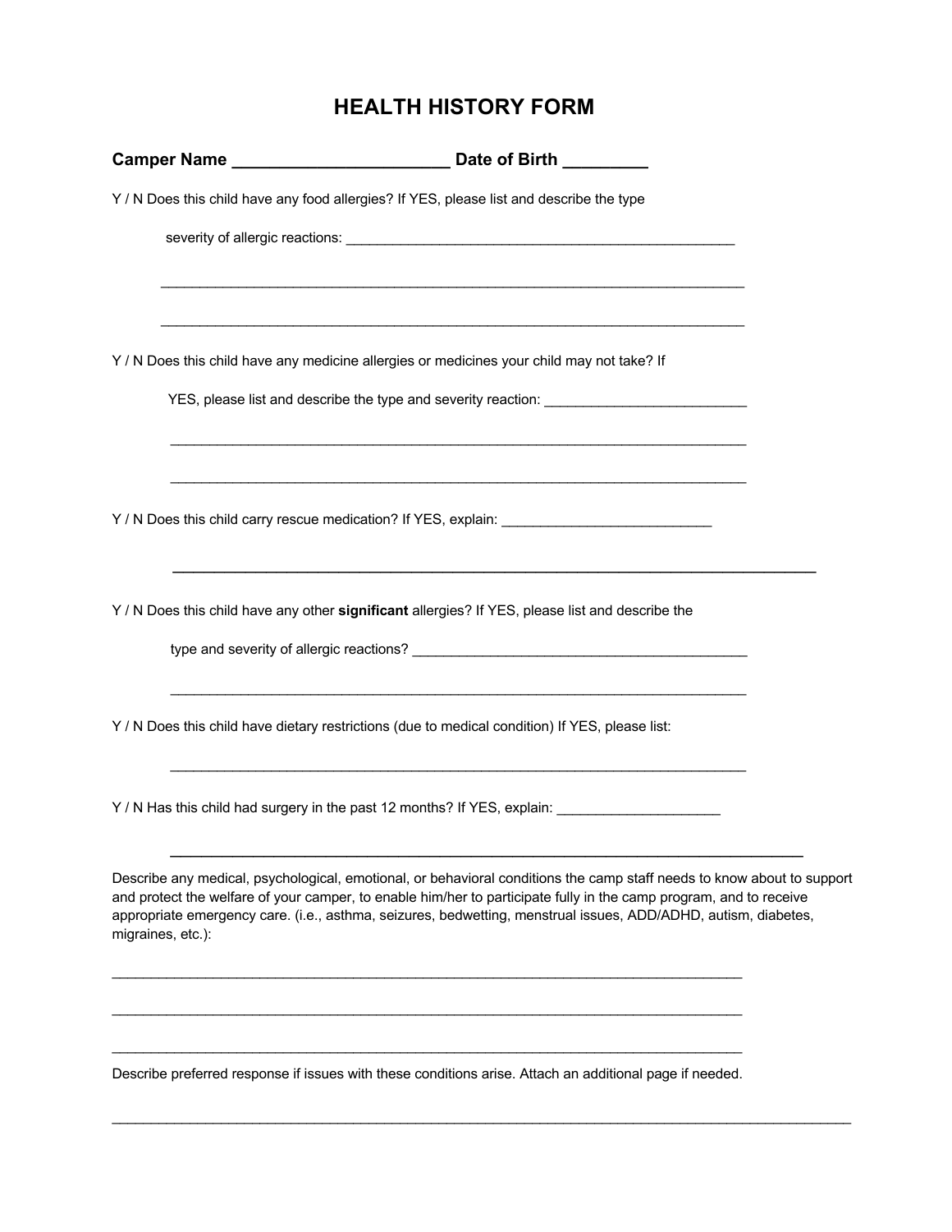# HEALTH HISTORY FORM

**Camper Name _______________________ Date of Birth _________**

Y / N Does this child have any food allergies? If YES, please list and describe the type

severity of allergic reactions: ____________________________________________________

_____________________________________________________________________________

_____________________________________________________________________________

Y / N Does this child have any medicine allergies or medicines your child may not take? If

YES, please list and describe the type and severity reaction: __________________________

_____________________________________________________________________________

_____________________________________________________________________________

Y / N Does this child carry rescue medication? If YES, explain: ___________________________

_____________________________________________________________________________

Y / N Does this child have any other **significant** allergies? If YES, please list and describe the

type and severity of allergic reactions? _____________________________________________

_____________________________________________________________________________

Y / N Does this child have dietary restrictions (due to medical condition) If YES, please list:

_____________________________________________________________________________

Y / N Has this child had surgery in the past 12 months? If YES, explain: _____________________

_____________________________________________________________________________

Describe any medical, psychological, emotional, or behavioral conditions the camp staff needs to know about to support and protect the welfare of your camper, to enable him/her to participate fully in the camp program, and to receive appropriate emergency care. (i.e., asthma, seizures, bedwetting, menstrual issues, ADD/ADHD, autism, diabetes, migraines, etc.):

_____________________________________________________________________________

_____________________________________________________________________________

_____________________________________________________________________________

Describe preferred response if issues with these conditions arise. Attach an additional page if needed.

_____________________________________________________________________________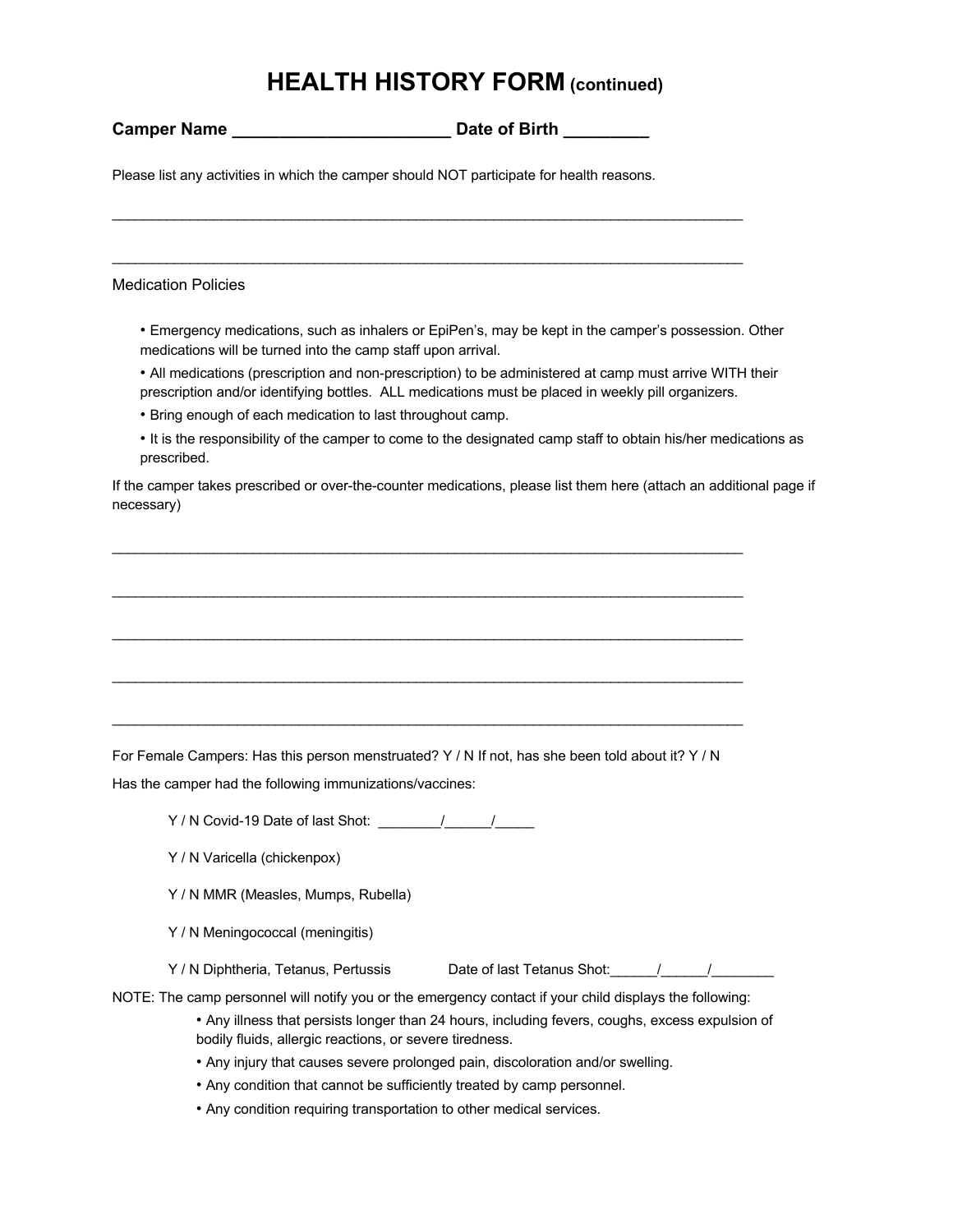# HEALTH HISTORY FORM (continued)

**Camper Name ______________________ Date of Birth ________**

Please list any activities in which the camper should NOT participate for health reasons.

______________________________________________________________________________

______________________________________________________________________________

Medication Policies

- Emergency medications, such as inhalers or EpiPen's, may be kept in the camper's possession. Other medications will be turned into the camp staff upon arrival.
- All medications (prescription and non-prescription) to be administered at camp must arrive WITH their prescription and/or identifying bottles. ALL medications must be placed in weekly pill organizers.
- Bring enough of each medication to last throughout camp.
- It is the responsibility of the camper to come to the designated camp staff to obtain his/her medications as prescribed.

If the camper takes prescribed or over-the-counter medications, please list them here (attach an additional page if necessary)

______________________________________________________________________________

______________________________________________________________________________

______________________________________________________________________________

______________________________________________________________________________

______________________________________________________________________________

For Female Campers: Has this person menstruated? Y / N If not, has she been told about it? Y / N

Has the camper had the following immunizations/vaccines:

Y / N Covid-19 Date of last Shot: ________/______/_____

Y / N Varicella (chickenpox)

Y / N MMR (Measles, Mumps, Rubella)

Y / N Meningococcal (meningitis)

Y / N Diphtheria, Tetanus, Pertussis Date of last Tetanus Shot:______/______/________

NOTE: The camp personnel will notify you or the emergency contact if your child displays the following:

- Any illness that persists longer than 24 hours, including fevers, coughs, excess expulsion of bodily fluids, allergic reactions, or severe tiredness.
- Any injury that causes severe prolonged pain, discoloration and/or swelling.
- Any condition that cannot be sufficiently treated by camp personnel.
- Any condition requiring transportation to other medical services.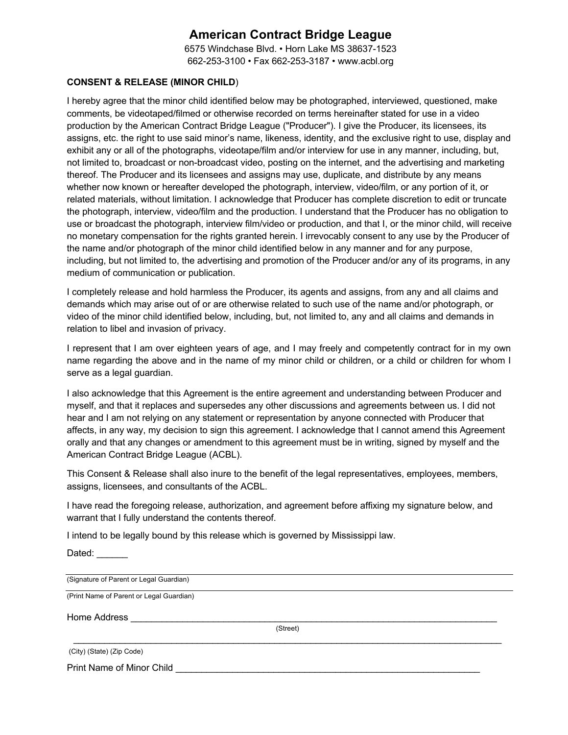# American Contract Bridge League

6575 Windchase Blvd. • Horn Lake MS 38637-1523
662-253-3100 • Fax 662-253-3187 • www.acbl.org

**CONSENT & RELEASE (MINOR CHILD**)

I hereby agree that the minor child identified below may be photographed, interviewed, questioned, make comments, be videotaped/filmed or otherwise recorded on terms hereinafter stated for use in a video production by the American Contract Bridge League ("Producer"). I give the Producer, its licensees, its assigns, etc. the right to use said minor's name, likeness, identity, and the exclusive right to use, display and exhibit any or all of the photographs, videotape/film and/or interview for use in any manner, including, but, not limited to, broadcast or non-broadcast video, posting on the internet, and the advertising and marketing thereof. The Producer and its licensees and assigns may use, duplicate, and distribute by any means whether now known or hereafter developed the photograph, interview, video/film, or any portion of it, or related materials, without limitation. I acknowledge that Producer has complete discretion to edit or truncate the photograph, interview, video/film and the production. I understand that the Producer has no obligation to use or broadcast the photograph, interview film/video or production, and that I, or the minor child, will receive no monetary compensation for the rights granted herein. I irrevocably consent to any use by the Producer of the name and/or photograph of the minor child identified below in any manner and for any purpose, including, but not limited to, the advertising and promotion of the Producer and/or any of its programs, in any medium of communication or publication.

I completely release and hold harmless the Producer, its agents and assigns, from any and all claims and demands which may arise out of or are otherwise related to such use of the name and/or photograph, or video of the minor child identified below, including, but, not limited to, any and all claims and demands in relation to libel and invasion of privacy.

I represent that I am over eighteen years of age, and I may freely and competently contract for in my own name regarding the above and in the name of my minor child or children, or a child or children for whom I serve as a legal guardian.

I also acknowledge that this Agreement is the entire agreement and understanding between Producer and myself, and that it replaces and supersedes any other discussions and agreements between us. I did not hear and I am not relying on any statement or representation by anyone connected with Producer that affects, in any way, my decision to sign this agreement. I acknowledge that I cannot amend this Agreement orally and that any changes or amendment to this agreement must be in writing, signed by myself and the American Contract Bridge League (ACBL).

This Consent & Release shall also inure to the benefit of the legal representatives, employees, members, assigns, licensees, and consultants of the ACBL.

I have read the foregoing release, authorization, and agreement before affixing my signature below, and warrant that I fully understand the contents thereof.

I intend to be legally bound by this release which is governed by Mississippi law.

Dated: ______

______________________________________________
(Signature of Parent or Legal Guardian)

______________________________________________
(Print Name of Parent or Legal Guardian)

Home Address ______________________________________________
(Street)

______________________________________________
(City) (State) (Zip Code)

Print Name of Minor Child ______________________________________________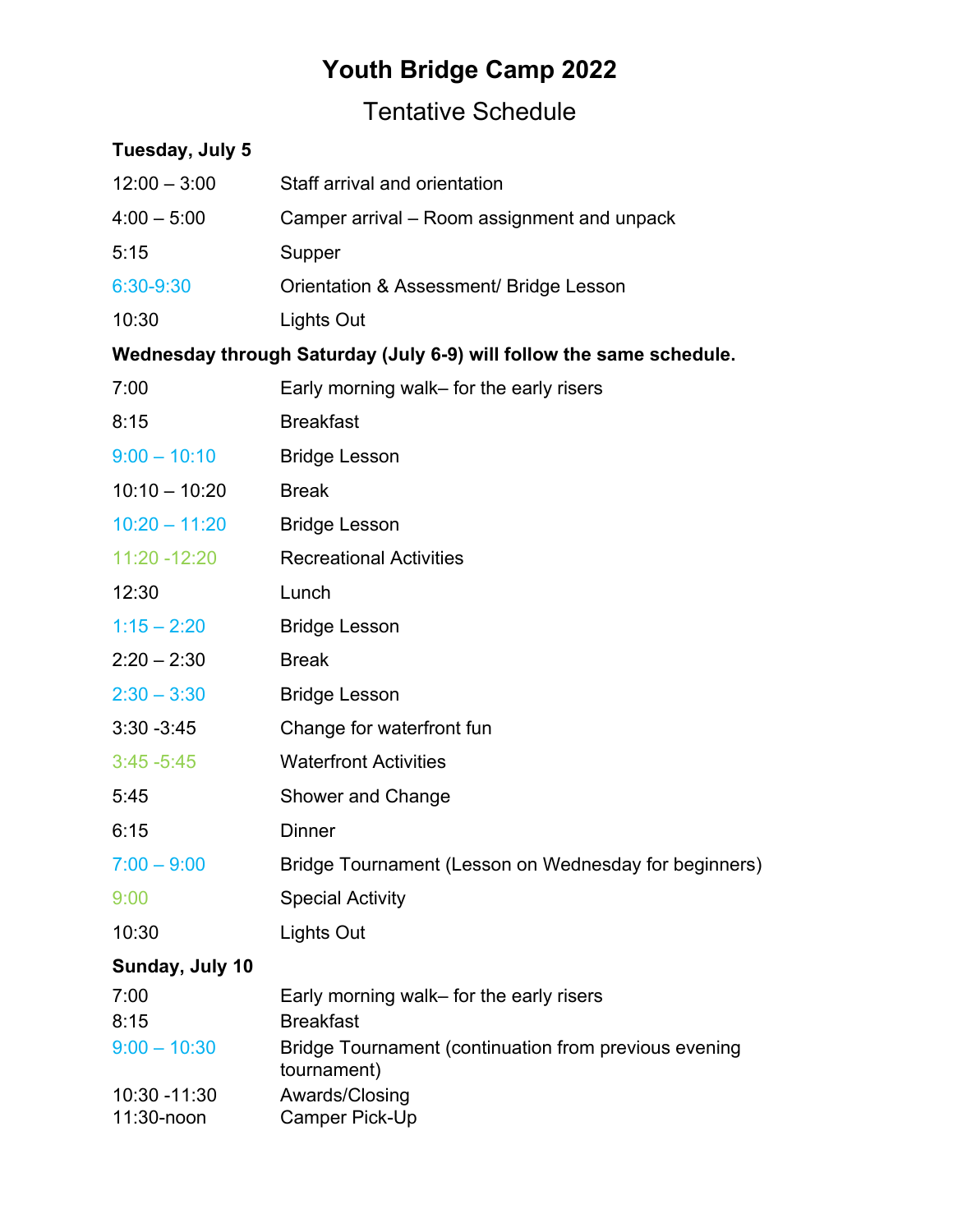# Youth Bridge Camp 2022

## Tentative Schedule

**Tuesday, July 5**

| | |
|---|---|
| 12:00 – 3:00 | Staff arrival and orientation |
| 4:00 – 5:00 | Camper arrival – Room assignment and unpack |
| 5:15 | Supper |
| 6:30-9:30 | Orientation & Assessment/ Bridge Lesson |
| 10:30 | Lights Out |

**Wednesday through Saturday (July 6-9) will follow the same schedule.**

| | |
|---|---|
| 7:00 | Early morning walk– for the early risers |
| 8:15 | Breakfast |
| 9:00 – 10:10 | Bridge Lesson |
| 10:10 – 10:20 | Break |
| 10:20 – 11:20 | Bridge Lesson |
| 11:20 -12:20 | Recreational Activities |
| 12:30 | Lunch |
| 1:15 – 2:20 | Bridge Lesson |
| 2:20 – 2:30 | Break |
| 2:30 – 3:30 | Bridge Lesson |
| 3:30 -3:45 | Change for waterfront fun |
| 3:45 -5:45 | Waterfront Activities |
| 5:45 | Shower and Change |
| 6:15 | Dinner |
| 7:00 – 9:00 | Bridge Tournament (Lesson on Wednesday for beginners) |
| 9:00 | Special Activity |
| 10:30 | Lights Out |

**Sunday, July 10**

| | |
|---|---|
| 7:00 | Early morning walk– for the early risers |
| 8:15 | Breakfast |
| 9:00 – 10:30 | Bridge Tournament (continuation from previous evening tournament) |
| 10:30 -11:30 | Awards/Closing |
| 11:30-noon | Camper Pick-Up |